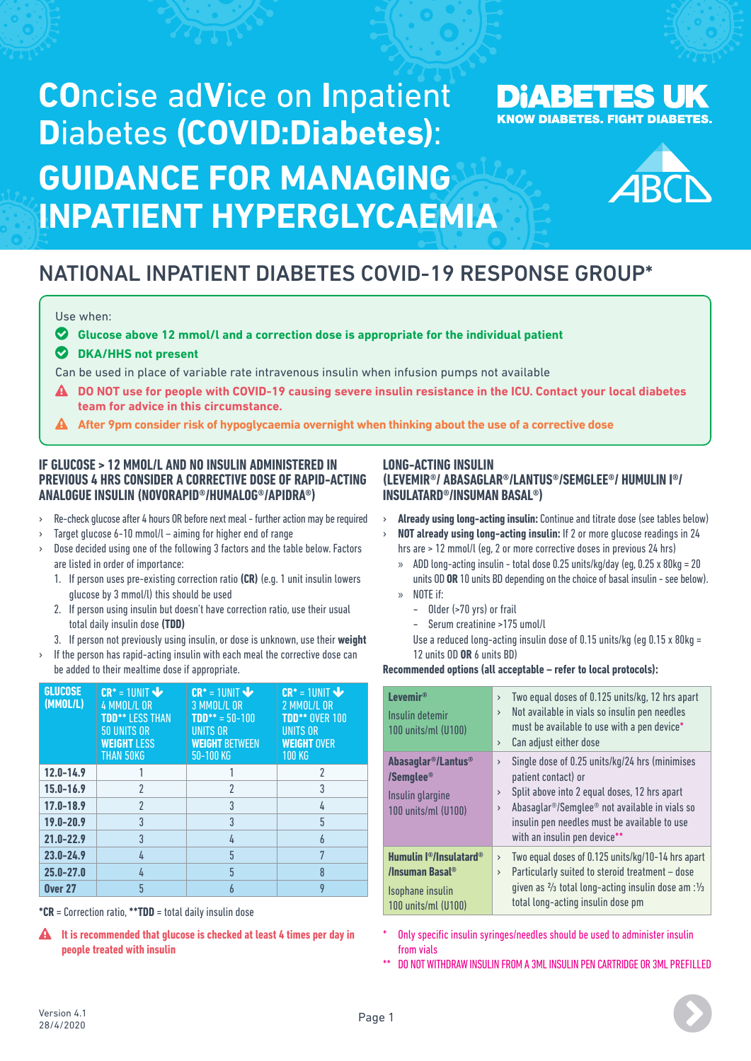# COncise adVice on Inpatient Diabetes (COVID:Diabetes): GUIDANCE FOR MANAGING INPATIENT HYPERGLYCAEMIA

DiABETES UK
KNOW DIABETES. FIGHT DIABETES.

ABCD

## NATIONAL INPATIENT DIABETES COVID-19 RESPONSE GROUP*

Use when:

- **Glucose above 12 mmol/l and a correction dose is appropriate for the individual patient**
- **DKA/HHS not present**

Can be used in place of variable rate intravenous insulin when infusion pumps not available

- ⚠ **DO NOT use for people with COVID-19 causing severe insulin resistance in the ICU. Contact your local diabetes team for advice in this circumstance.**
- ⚠ **After 9pm consider risk of hypoglycaemia overnight when thinking about the use of a corrective dose**

### IF GLUCOSE > 12 MMOL/L AND NO INSULIN ADMINISTERED IN PREVIOUS 4 HRS CONSIDER A CORRECTIVE DOSE OF RAPID-ACTING ANALOGUE INSULIN (NOVORAPID®/HUMALOG®/APIDRA®)

- Re-check glucose after 4 hours OR before next meal - further action may be required
- Target glucose 6-10 mmol/l – aiming for higher end of range
- Dose decided using one of the following 3 factors and the table below. Factors are listed in order of importance:
  1. If person uses pre-existing correction ratio **(CR)** (e.g. 1 unit insulin lowers glucose by 3 mmol/l) this should be used
  2. If person using insulin but doesn't have correction ratio, use their usual total daily insulin dose **(TDD)**
  3. If person not previously using insulin, or dose is unknown, use their **weight**
- If the person has rapid-acting insulin with each meal the corrective dose can be added to their mealtime dose if appropriate.

| GLUCOSE (MMOL/L) | CR* = 1UNIT ↓ 4 MMOL/L OR TDD** LESS THAN 50 UNITS OR WEIGHT LESS THAN 50KG | CR* = 1UNIT ↓ 3 MMOL/L OR TDD** = 50-100 UNITS OR WEIGHT BETWEEN 50-100 KG | CR* = 1UNIT ↓ 2 MMOL/L OR TDD** OVER 100 UNITS OR WEIGHT OVER 100 KG |
|---|---|---|---|
| 12.0-14.9 | 1 | 1 | 2 |
| 15.0-16.9 | 2 | 2 | 3 |
| 17.0-18.9 | 2 | 3 | 4 |
| 19.0-20.9 | 3 | 3 | 5 |
| 21.0-22.9 | 3 | 4 | 6 |
| 23.0-24.9 | 4 | 5 | 7 |
| 25.0-27.0 | 4 | 5 | 8 |
| Over 27 | 5 | 6 | 9 |

***CR** = Correction ratio, ****TDD** = total daily insulin dose

⚠ **It is recommended that glucose is checked at least 4 times per day in people treated with insulin**

### LONG-ACTING INSULIN (LEVEMIR®/ ABASAGLAR®/LANTUS®/SEMGLEE®/ HUMULIN I®/ INSULATARD®/INSUMAN BASAL®)

- **Already using long-acting insulin:** Continue and titrate dose (see tables below)
- **NOT already using long-acting insulin:** If 2 or more glucose readings in 24 hrs are > 12 mmol/l (eg, 2 or more corrective doses in previous 24 hrs)
  - ADD long-acting insulin - total dose 0.25 units/kg/day (eg, 0.25 x 80kg = 20 units OD **OR** 10 units BD depending on the choice of basal insulin - see below).
  - NOTE if:
    - Older (>70 yrs) or frail
    - Serum creatinine >175 umol/l

    Use a reduced long-acting insulin dose of 0.15 units/kg (eg 0.15 x 80kg = 12 units OD **OR** 6 units BD)

**Recommended options (all acceptable – refer to local protocols):**

| Insulin | Options |
|---|---|
| **Levemir®** Insulin detemir 100 units/ml (U100) | Two equal doses of 0.125 units/kg, 12 hrs apart; Not available in vials so insulin pen needles must be available to use with a pen device*; Can adjust either dose |
| **Abasaglar®/Lantus® /Semglee®** Insulin glargine 100 units/ml (U100) | Single dose of 0.25 units/kg/24 hrs (minimises patient contact) or; Split above into 2 equal doses, 12 hrs apart; Abasaglar®/Semglee® not available in vials so insulin pen needles must be available to use with an insulin pen device** |
| **Humulin I®/Insulatard® /Insuman Basal®** Isophane insulin 100 units/ml (U100) | Two equal doses of 0.125 units/kg/10-14 hrs apart; Particularly suited to steroid treatment – dose given as ⅔ total long-acting insulin dose am :⅓ total long-acting insulin dose pm |

\* Only specific insulin syringes/needles should be used to administer insulin from vials

** DO NOT WITHDRAW INSULIN FROM A 3ML INSULIN PEN CARTRIDGE OR 3ML PREFILLED

Version 4.1
28/4/2020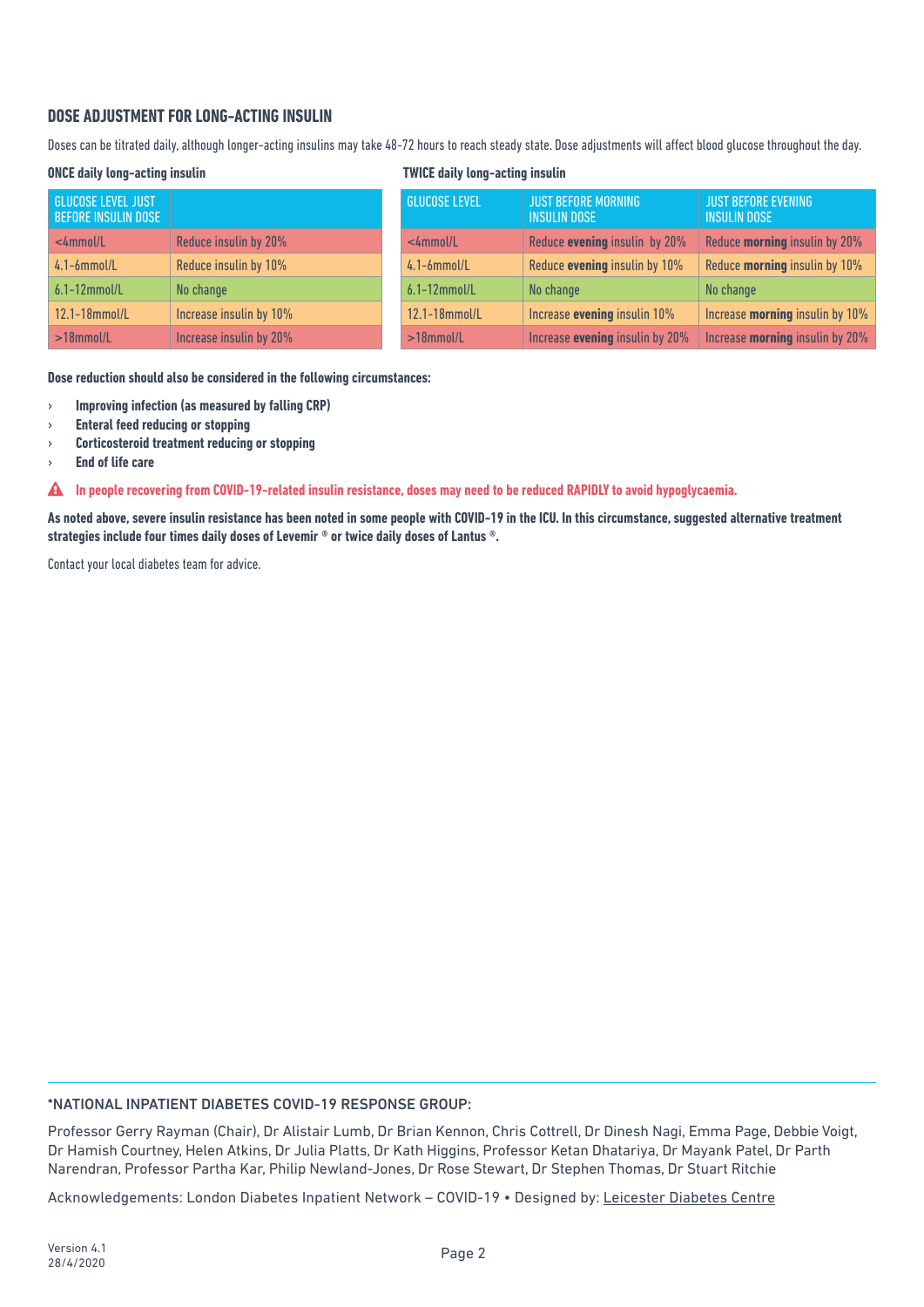## DOSE ADJUSTMENT FOR LONG-ACTING INSULIN

Doses can be titrated daily, although longer-acting insulins may take 48-72 hours to reach steady state. Dose adjustments will affect blood glucose throughout the day.

**ONCE daily long-acting insulin**

| GLUCOSE LEVEL JUST BEFORE INSULIN DOSE | |
|---|---|
| <4mmol/L | Reduce insulin by 20% |
| 4.1-6mmol/L | Reduce insulin by 10% |
| 6.1-12mmol/L | No change |
| 12.1-18mmol/L | Increase insulin by 10% |
| >18mmol/L | Increase insulin by 20% |

**TWICE daily long-acting insulin**

| GLUCOSE LEVEL | JUST BEFORE MORNING INSULIN DOSE | JUST BEFORE EVENING INSULIN DOSE |
|---|---|---|
| <4mmol/L | Reduce **evening** insulin by 20% | Reduce **morning** insulin by 20% |
| 4.1-6mmol/L | Reduce **evening** insulin by 10% | Reduce **morning** insulin by 10% |
| 6.1-12mmol/L | No change | No change |
| 12.1-18mmol/L | Increase **evening** insulin 10% | Increase **morning** insulin by 10% |
| >18mmol/L | Increase **evening** insulin by 20% | Increase **morning** insulin by 20% |

**Dose reduction should also be considered in the following circumstances:**

- **Improving infection (as measured by falling CRP)**
- **Enteral feed reducing or stopping**
- **Corticosteroid treatment reducing or stopping**
- **End of life care**

**⚠ In people recovering from COVID-19-related insulin resistance, doses may need to be reduced RAPIDLY to avoid hypoglycaemia.**

**As noted above, severe insulin resistance has been noted in some people with COVID-19 in the ICU. In this circumstance, suggested alternative treatment strategies include four times daily doses of Levemir ® or twice daily doses of Lantus ®.**

Contact your local diabetes team for advice.

---

*NATIONAL INPATIENT DIABETES COVID-19 RESPONSE GROUP:

Professor Gerry Rayman (Chair), Dr Alistair Lumb, Dr Brian Kennon, Chris Cottrell, Dr Dinesh Nagi, Emma Page, Debbie Voigt, Dr Hamish Courtney, Helen Atkins, Dr Julia Platts, Dr Kath Higgins, Professor Ketan Dhatariya, Dr Mayank Patel, Dr Parth Narendran, Professor Partha Kar, Philip Newland-Jones, Dr Rose Stewart, Dr Stephen Thomas, Dr Stuart Ritchie

Acknowledgements: London Diabetes Inpatient Network – COVID-19 • Designed by: Leicester Diabetes Centre

Version 4.1
28/4/2020